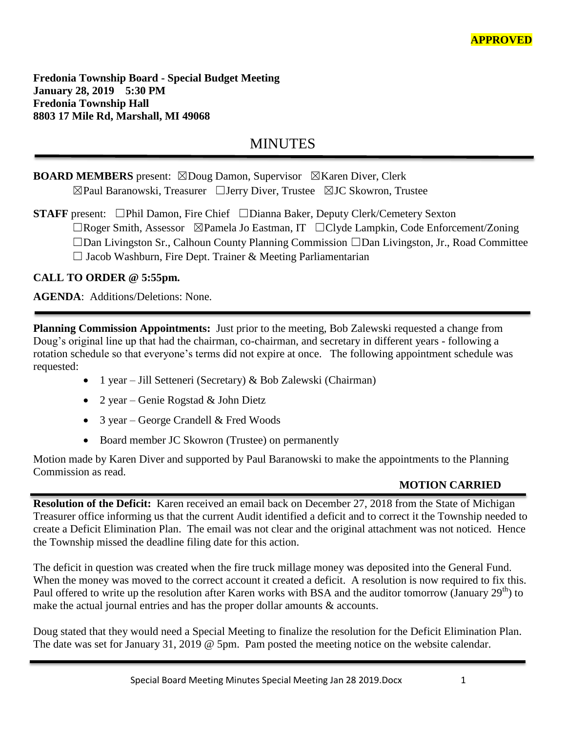**APPROVED**

**Fredonia Township Board - Special Budget Meeting**
**January 28, 2019 5:30 PM**
**Fredonia Township Hall**
**8803 17 Mile Rd, Marshall, MI 49068**

# MINUTES

**BOARD MEMBERS** present: ☒Doug Damon, Supervisor ☒Karen Diver, Clerk
☒Paul Baranowski, Treasurer ☐Jerry Diver, Trustee ☒JC Skowron, Trustee

**STAFF** present: ☐Phil Damon, Fire Chief ☐Dianna Baker, Deputy Clerk/Cemetery Sexton
☐Roger Smith, Assessor ☒Pamela Jo Eastman, IT ☐Clyde Lampkin, Code Enforcement/Zoning
☐Dan Livingston Sr., Calhoun County Planning Commission ☐Dan Livingston, Jr., Road Committee
☐ Jacob Washburn, Fire Dept. Trainer & Meeting Parliamentarian

**CALL TO ORDER @ 5:55pm.**

**AGENDA**: Additions/Deletions: None.

---

**Planning Commission Appointments:** Just prior to the meeting, Bob Zalewski requested a change from Doug's original line up that had the chairman, co-chairman, and secretary in different years - following a rotation schedule so that everyone's terms did not expire at once. The following appointment schedule was requested:

- 1 year – Jill Setteneri (Secretary) & Bob Zalewski (Chairman)
- 2 year – Genie Rogstad & John Dietz
- 3 year – George Crandell & Fred Woods
- Board member JC Skowron (Trustee) on permanently

Motion made by Karen Diver and supported by Paul Baranowski to make the appointments to the Planning Commission as read.

**MOTION CARRIED**

---

**Resolution of the Deficit:** Karen received an email back on December 27, 2018 from the State of Michigan Treasurer office informing us that the current Audit identified a deficit and to correct it the Township needed to create a Deficit Elimination Plan. The email was not clear and the original attachment was not noticed. Hence the Township missed the deadline filing date for this action.

The deficit in question was created when the fire truck millage money was deposited into the General Fund. When the money was moved to the correct account it created a deficit. A resolution is now required to fix this. Paul offered to write up the resolution after Karen works with BSA and the auditor tomorrow (January 29th) to make the actual journal entries and has the proper dollar amounts & accounts.

Doug stated that they would need a Special Meeting to finalize the resolution for the Deficit Elimination Plan. The date was set for January 31, 2019 @ 5pm. Pam posted the meeting notice on the website calendar.

---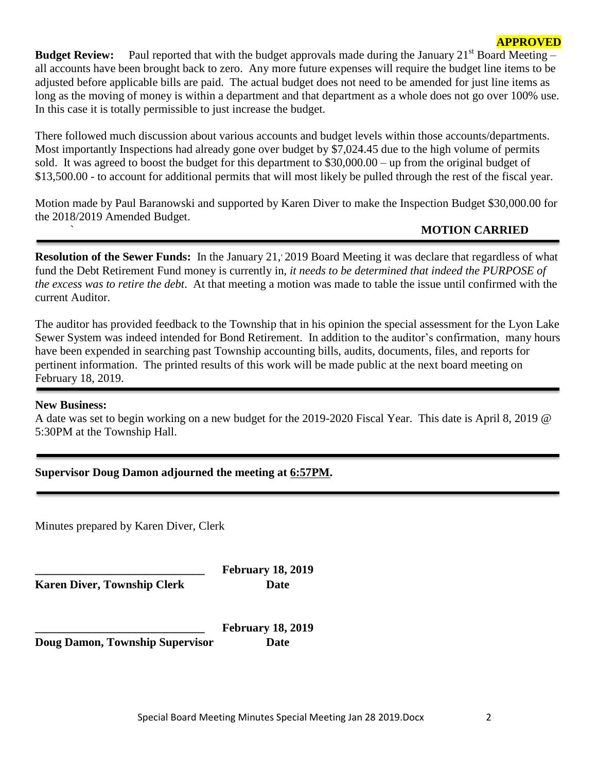**APPROVED**

**Budget Review:** Paul reported that with the budget approvals made during the January 21st Board Meeting – all accounts have been brought back to zero. Any more future expenses will require the budget line items to be adjusted before applicable bills are paid. The actual budget does not need to be amended for just line items as long as the moving of money is within a department and that department as a whole does not go over 100% use. In this case it is totally permissible to just increase the budget.

There followed much discussion about various accounts and budget levels within those accounts/departments. Most importantly Inspections had already gone over budget by $7,024.45 due to the high volume of permits sold. It was agreed to boost the budget for this department to $30,000.00 – up from the original budget of $13,500.00 - to account for additional permits that will most likely be pulled through the rest of the fiscal year.

Motion made by Paul Baranowski and supported by Karen Diver to make the Inspection Budget $30,000.00 for the 2018/2019 Amended Budget.

**MOTION CARRIED**

---

**Resolution of the Sewer Funds:** In the January 21, 2019 Board Meeting it was declare that regardless of what fund the Debt Retirement Fund money is currently in, *it needs to be determined that indeed the PURPOSE of the excess was to retire the debt*. At that meeting a motion was made to table the issue until confirmed with the current Auditor.

The auditor has provided feedback to the Township that in his opinion the special assessment for the Lyon Lake Sewer System was indeed intended for Bond Retirement. In addition to the auditor's confirmation, many hours have been expended in searching past Township accounting bills, audits, documents, files, and reports for pertinent information. The printed results of this work will be made public at the next board meeting on February 18, 2019.

---

**New Business:**

A date was set to begin working on a new budget for the 2019-2020 Fiscal Year. This date is April 8, 2019 @ 5:30PM at the Township Hall.

---

**Supervisor Doug Damon adjourned the meeting at 6:57PM.**

---

Minutes prepared by Karen Diver, Clerk

_____________________________ **February 18, 2019**
**Karen Diver, Township Clerk** **Date**

_____________________________ **February 18, 2019**
**Doug Damon, Township Supervisor** **Date**